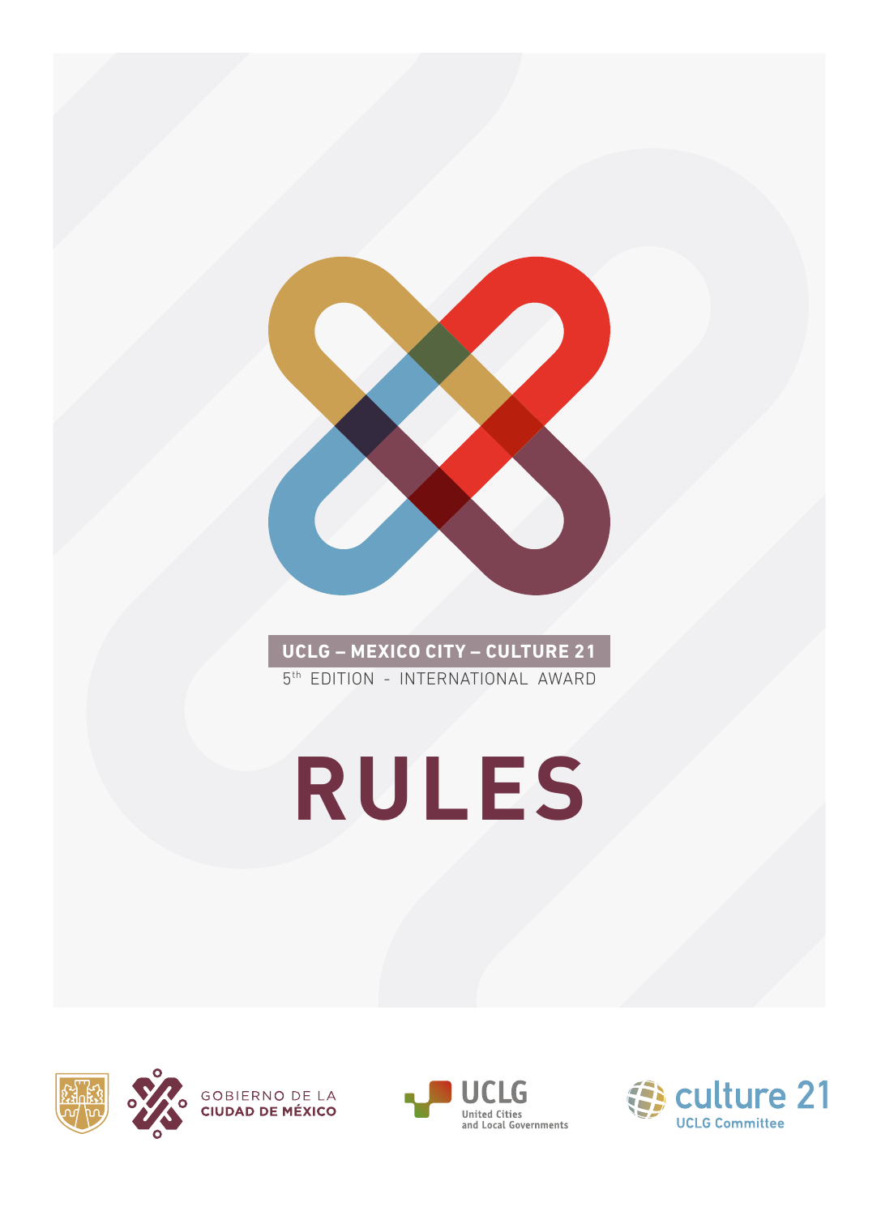**UCLG – MEXICO CITY – CULTURE 21**

5th EDITION - INTERNATIONAL AWARD

# RULES

GOBIERNO DE LA CIUDAD DE MÉXICO

UCLG United Cities and Local Governments

culture 21 UCLG Committee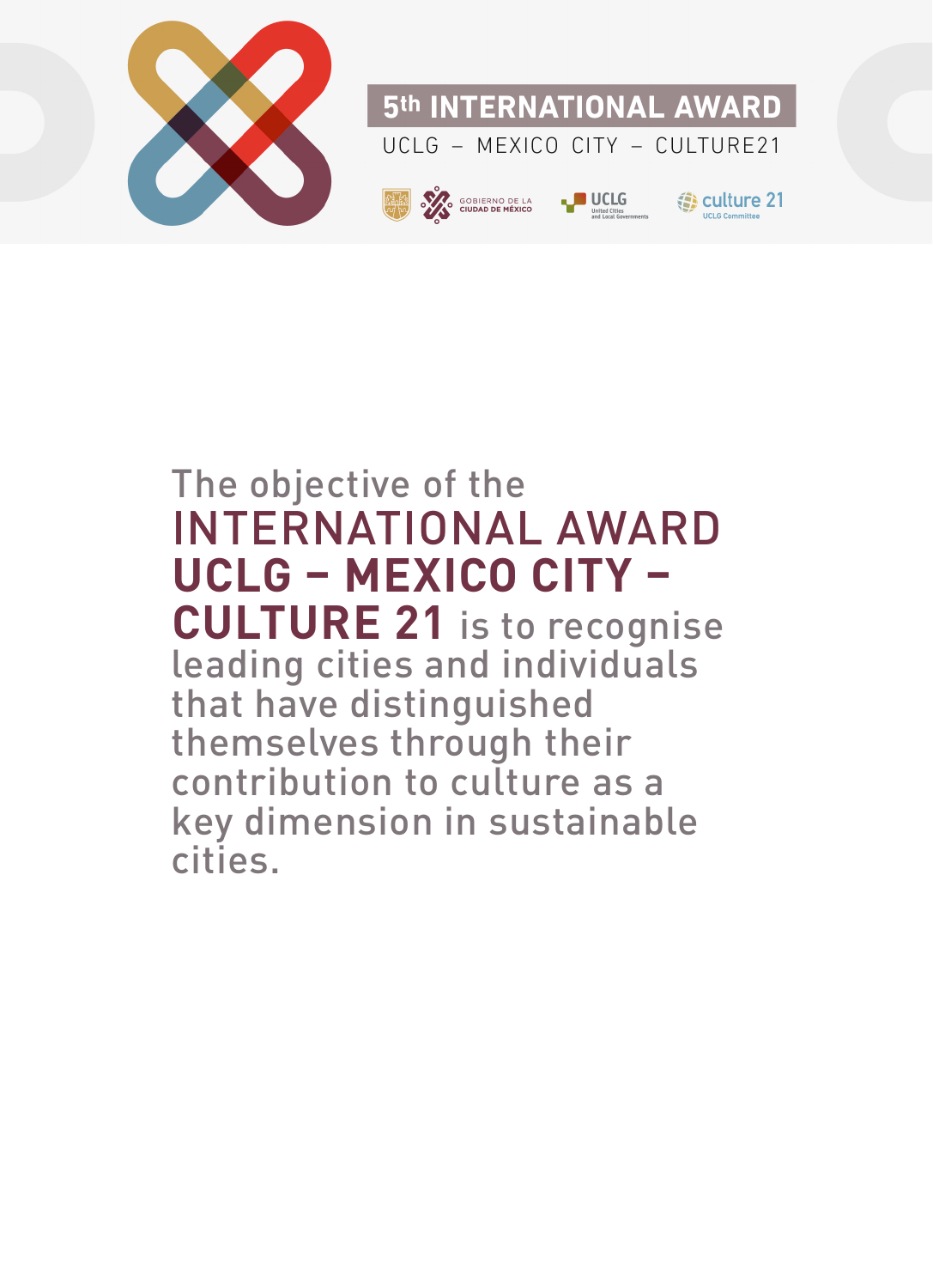**5th INTERNATIONAL AWARD**

UCLG – MEXICO CITY – CULTURE21

The objective of the **INTERNATIONAL AWARD UCLG – MEXICO CITY – CULTURE 21** is to recognise leading cities and individuals that have distinguished themselves through their contribution to culture as a key dimension in sustainable cities.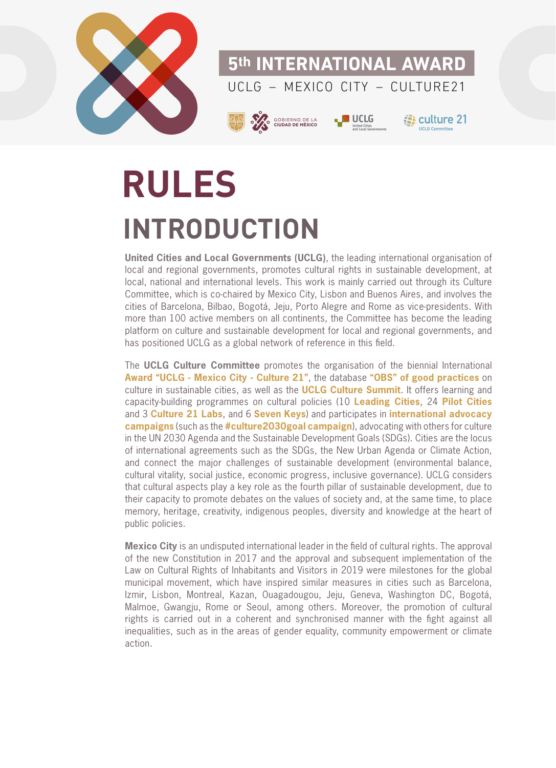# RULES

## INTRODUCTION

**United Cities and Local Governments (UCLG)**, the leading international organisation of local and regional governments, promotes cultural rights in sustainable development, at local, national and international levels. This work is mainly carried out through its Culture Committee, which is co-chaired by Mexico City, Lisbon and Buenos Aires, and involves the cities of Barcelona, Bilbao, Bogotá, Jeju, Porto Alegre and Rome as vice-presidents. With more than 100 active members on all continents, the Committee has become the leading platform on culture and sustainable development for local and regional governments, and has positioned UCLG as a global network of reference in this field.

The **UCLG Culture Committee** promotes the organisation of the biennial International **Award "UCLG - Mexico City - Culture 21"**, the database **"OBS" of good practices** on culture in sustainable cities, as well as the **UCLG Culture Summit**. It offers learning and capacity-building programmes on cultural policies (10 **Leading Cities**, 24 **Pilot Cities** and 3 **Culture 21 Labs**, and 6 **Seven Keys**) and participates in **international advocacy campaigns** (such as the **#culture2030goal campaign**), advocating with others for culture in the UN 2030 Agenda and the Sustainable Development Goals (SDGs). Cities are the locus of international agreements such as the SDGs, the New Urban Agenda or Climate Action, and connect the major challenges of sustainable development (environmental balance, cultural vitality, social justice, economic progress, inclusive governance). UCLG considers that cultural aspects play a key role as the fourth pillar of sustainable development, due to their capacity to promote debates on the values of society and, at the same time, to place memory, heritage, creativity, indigenous peoples, diversity and knowledge at the heart of public policies.

**Mexico City** is an undisputed international leader in the field of cultural rights. The approval of the new Constitution in 2017 and the approval and subsequent implementation of the Law on Cultural Rights of Inhabitants and Visitors in 2019 were milestones for the global municipal movement, which have inspired similar measures in cities such as Barcelona, Izmir, Lisbon, Montreal, Kazan, Ouagadougou, Jeju, Geneva, Washington DC, Bogotá, Malmoe, Gwangju, Rome or Seoul, among others. Moreover, the promotion of cultural rights is carried out in a coherent and synchronised manner with the fight against all inequalities, such as in the areas of gender equality, community empowerment or climate action.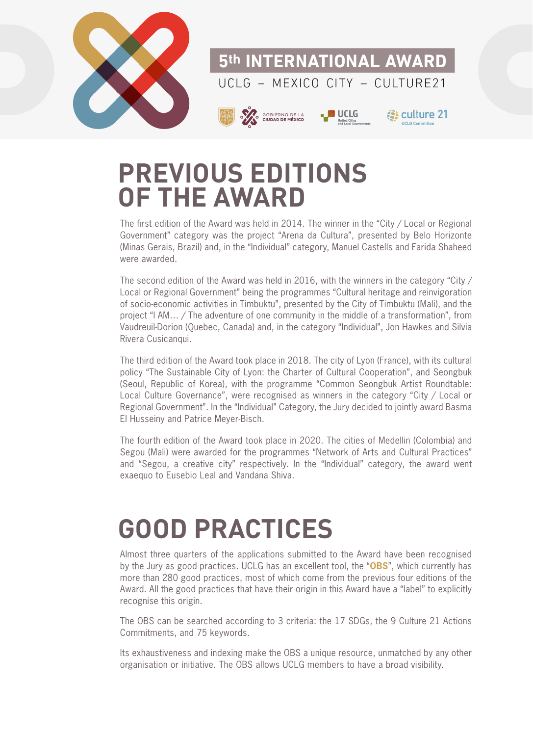# PREVIOUS EDITIONS OF THE AWARD

The first edition of the Award was held in 2014. The winner in the "City / Local or Regional Government" category was the project "Arena da Cultura", presented by Belo Horizonte (Minas Gerais, Brazil) and, in the "Individual" category, Manuel Castells and Farida Shaheed were awarded.

The second edition of the Award was held in 2016, with the winners in the category "City / Local or Regional Government" being the programmes "Cultural heritage and reinvigoration of socio-economic activities in Timbuktu", presented by the City of Timbuktu (Mali), and the project "I AM... / The adventure of one community in the middle of a transformation", from Vaudreuil-Dorion (Quebec, Canada) and, in the category "Individual", Jon Hawkes and Silvia Rivera Cusicanqui.

The third edition of the Award took place in 2018. The city of Lyon (France), with its cultural policy "The Sustainable City of Lyon: the Charter of Cultural Cooperation", and Seongbuk (Seoul, Republic of Korea), with the programme "Common Seongbuk Artist Roundtable: Local Culture Governance", were recognised as winners in the category "City / Local or Regional Government". In the "Individual" Category, the Jury decided to jointly award Basma El Husseiny and Patrice Meyer-Bisch.

The fourth edition of the Award took place in 2020. The cities of Medellin (Colombia) and Segou (Mali) were awarded for the programmes "Network of Arts and Cultural Practices" and "Segou, a creative city" respectively. In the "Individual" category, the award went exaequo to Eusebio Leal and Vandana Shiva.

# GOOD PRACTICES

Almost three quarters of the applications submitted to the Award have been recognised by the Jury as good practices. UCLG has an excellent tool, the "**OBS**", which currently has more than 280 good practices, most of which come from the previous four editions of the Award. All the good practices that have their origin in this Award have a "label" to explicitly recognise this origin.

The OBS can be searched according to 3 criteria: the 17 SDGs, the 9 Culture 21 Actions Commitments, and 75 keywords.

Its exhaustiveness and indexing make the OBS a unique resource, unmatched by any other organisation or initiative. The OBS allows UCLG members to have a broad visibility.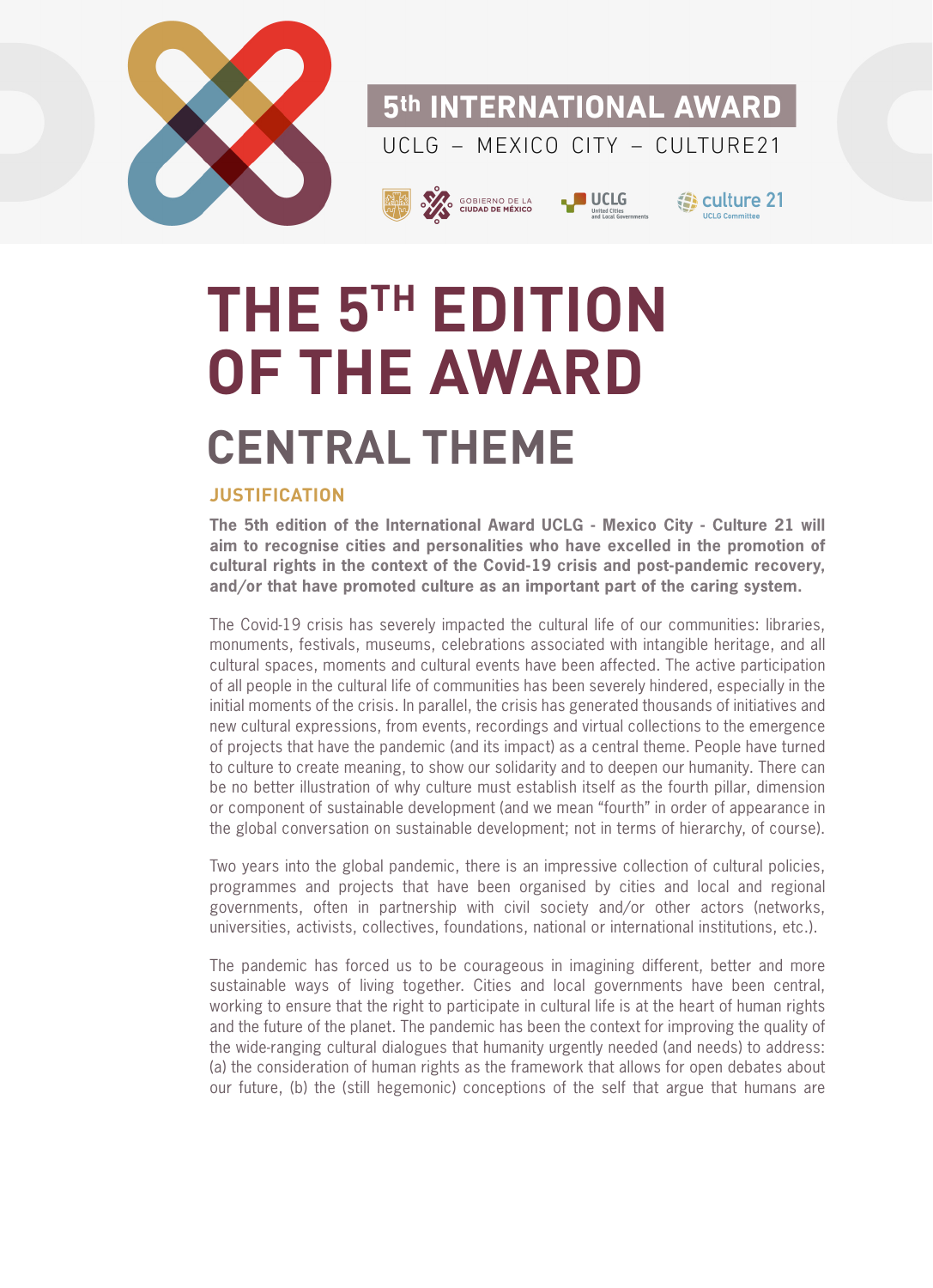# THE 5TH EDITION OF THE AWARD

## CENTRAL THEME

### JUSTIFICATION

**The 5th edition of the International Award UCLG - Mexico City - Culture 21 will aim to recognise cities and personalities who have excelled in the promotion of cultural rights in the context of the Covid-19 crisis and post-pandemic recovery, and/or that have promoted culture as an important part of the caring system.**

The Covid-19 crisis has severely impacted the cultural life of our communities: libraries, monuments, festivals, museums, celebrations associated with intangible heritage, and all cultural spaces, moments and cultural events have been affected. The active participation of all people in the cultural life of communities has been severely hindered, especially in the initial moments of the crisis. In parallel, the crisis has generated thousands of initiatives and new cultural expressions, from events, recordings and virtual collections to the emergence of projects that have the pandemic (and its impact) as a central theme. People have turned to culture to create meaning, to show our solidarity and to deepen our humanity. There can be no better illustration of why culture must establish itself as the fourth pillar, dimension or component of sustainable development (and we mean "fourth" in order of appearance in the global conversation on sustainable development; not in terms of hierarchy, of course).

Two years into the global pandemic, there is an impressive collection of cultural policies, programmes and projects that have been organised by cities and local and regional governments, often in partnership with civil society and/or other actors (networks, universities, activists, collectives, foundations, national or international institutions, etc.).

The pandemic has forced us to be courageous in imagining different, better and more sustainable ways of living together. Cities and local governments have been central, working to ensure that the right to participate in cultural life is at the heart of human rights and the future of the planet. The pandemic has been the context for improving the quality of the wide-ranging cultural dialogues that humanity urgently needed (and needs) to address: (a) the consideration of human rights as the framework that allows for open debates about our future, (b) the (still hegemonic) conceptions of the self that argue that humans are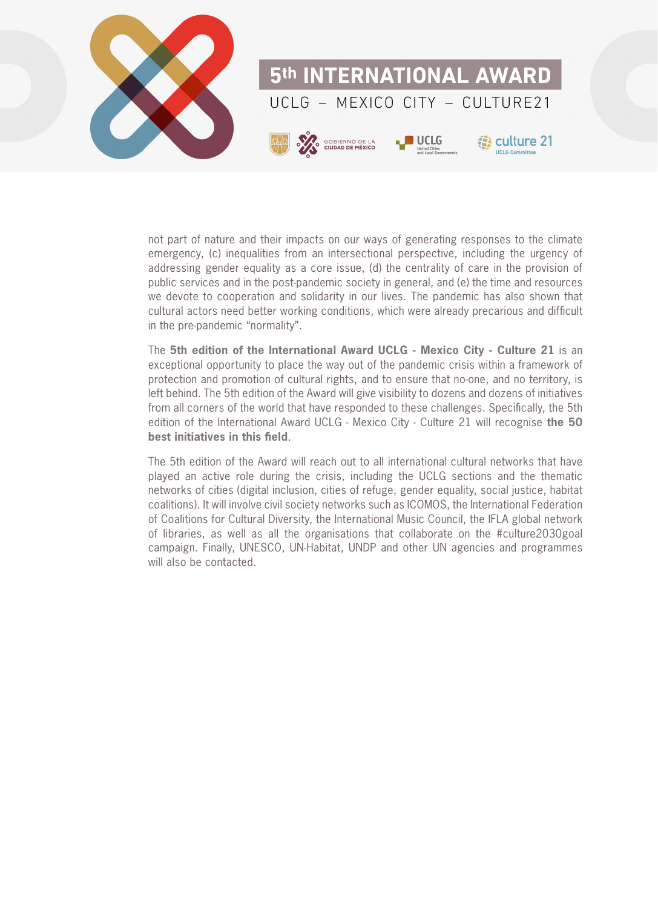not part of nature and their impacts on our ways of generating responses to the climate emergency, (c) inequalities from an intersectional perspective, including the urgency of addressing gender equality as a core issue, (d) the centrality of care in the provision of public services and in the post-pandemic society in general, and (e) the time and resources we devote to cooperation and solidarity in our lives. The pandemic has also shown that cultural actors need better working conditions, which were already precarious and difficult in the pre-pandemic "normality".

The **5th edition of the International Award UCLG - Mexico City - Culture 21** is an exceptional opportunity to place the way out of the pandemic crisis within a framework of protection and promotion of cultural rights, and to ensure that no-one, and no territory, is left behind. The 5th edition of the Award will give visibility to dozens and dozens of initiatives from all corners of the world that have responded to these challenges. Specifically, the 5th edition of the International Award UCLG - Mexico City - Culture 21 will recognise **the 50 best initiatives in this field**.

The 5th edition of the Award will reach out to all international cultural networks that have played an active role during the crisis, including the UCLG sections and the thematic networks of cities (digital inclusion, cities of refuge, gender equality, social justice, habitat coalitions). It will involve civil society networks such as ICOMOS, the International Federation of Coalitions for Cultural Diversity, the International Music Council, the IFLA global network of libraries, as well as all the organisations that collaborate on the #culture2030goal campaign. Finally, UNESCO, UN-Habitat, UNDP and other UN agencies and programmes will also be contacted.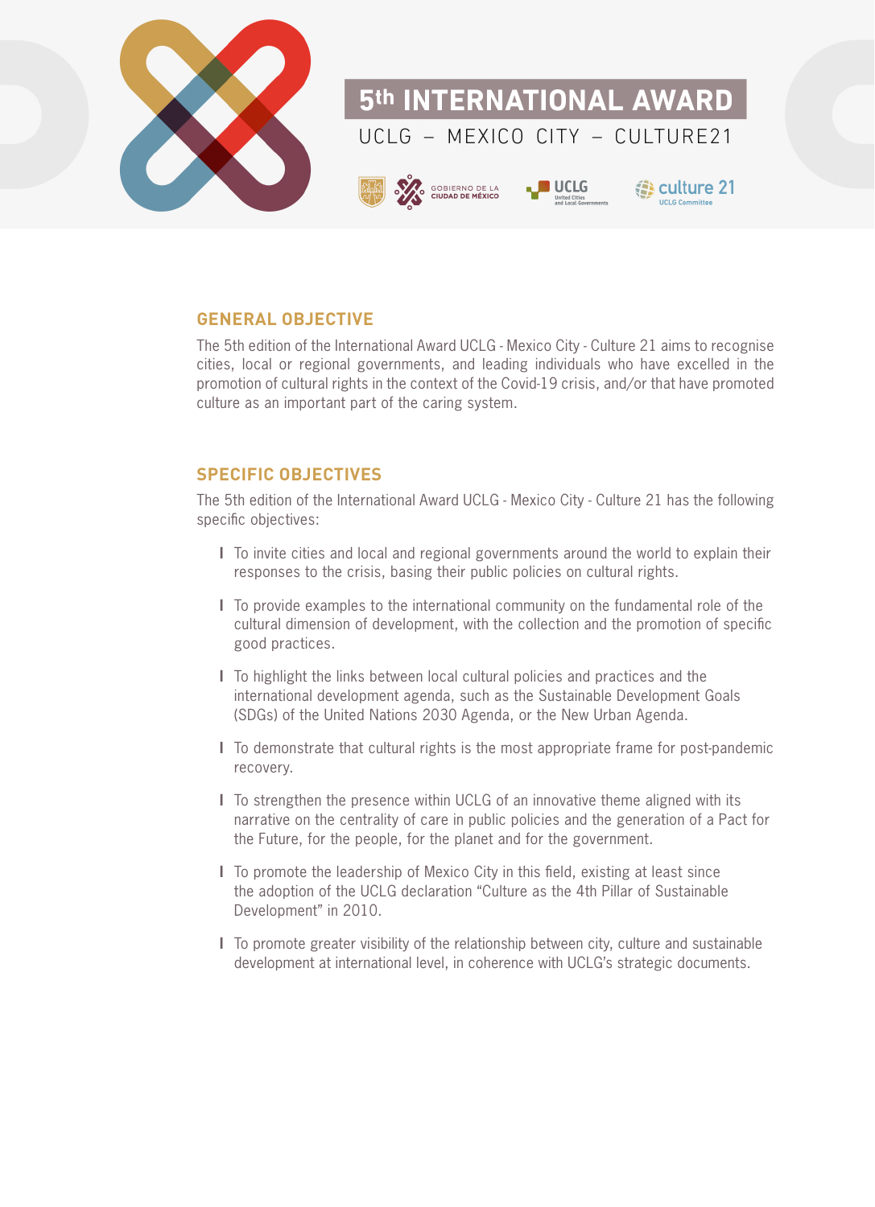# 5th INTERNATIONAL AWARD

UCLG – MEXICO CITY – CULTURE21

## GENERAL OBJECTIVE

The 5th edition of the International Award UCLG - Mexico City - Culture 21 aims to recognise cities, local or regional governments, and leading individuals who have excelled in the promotion of cultural rights in the context of the Covid-19 crisis, and/or that have promoted culture as an important part of the caring system.

## SPECIFIC OBJECTIVES

The 5th edition of the International Award UCLG - Mexico City - Culture 21 has the following specific objectives:

- To invite cities and local and regional governments around the world to explain their responses to the crisis, basing their public policies on cultural rights.
- To provide examples to the international community on the fundamental role of the cultural dimension of development, with the collection and the promotion of specific good practices.
- To highlight the links between local cultural policies and practices and the international development agenda, such as the Sustainable Development Goals (SDGs) of the United Nations 2030 Agenda, or the New Urban Agenda.
- To demonstrate that cultural rights is the most appropriate frame for post-pandemic recovery.
- To strengthen the presence within UCLG of an innovative theme aligned with its narrative on the centrality of care in public policies and the generation of a Pact for the Future, for the people, for the planet and for the government.
- To promote the leadership of Mexico City in this field, existing at least since the adoption of the UCLG declaration “Culture as the 4th Pillar of Sustainable Development” in 2010.
- To promote greater visibility of the relationship between city, culture and sustainable development at international level, in coherence with UCLG’s strategic documents.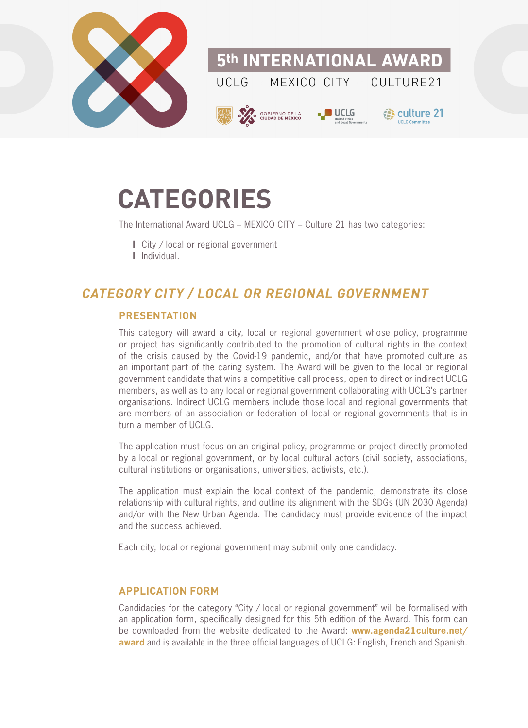# CATEGORIES

The International Award UCLG – MEXICO CITY – Culture 21 has two categories:

- City / local or regional government
- Individual.

## *CATEGORY CITY / LOCAL OR REGIONAL GOVERNMENT*

### PRESENTATION

This category will award a city, local or regional government whose policy, programme or project has significantly contributed to the promotion of cultural rights in the context of the crisis caused by the Covid-19 pandemic, and/or that have promoted culture as an important part of the caring system. The Award will be given to the local or regional government candidate that wins a competitive call process, open to direct or indirect UCLG members, as well as to any local or regional government collaborating with UCLG's partner organisations. Indirect UCLG members include those local and regional governments that are members of an association or federation of local or regional governments that is in turn a member of UCLG.

The application must focus on an original policy, programme or project directly promoted by a local or regional government, or by local cultural actors (civil society, associations, cultural institutions or organisations, universities, activists, etc.).

The application must explain the local context of the pandemic, demonstrate its close relationship with cultural rights, and outline its alignment with the SDGs (UN 2030 Agenda) and/or with the New Urban Agenda. The candidacy must provide evidence of the impact and the success achieved.

Each city, local or regional government may submit only one candidacy.

### APPLICATION FORM

Candidacies for the category "City / local or regional government" will be formalised with an application form, specifically designed for this 5th edition of the Award. This form can be downloaded from the website dedicated to the Award: **www.agenda21culture.net/award** and is available in the three official languages of UCLG: English, French and Spanish.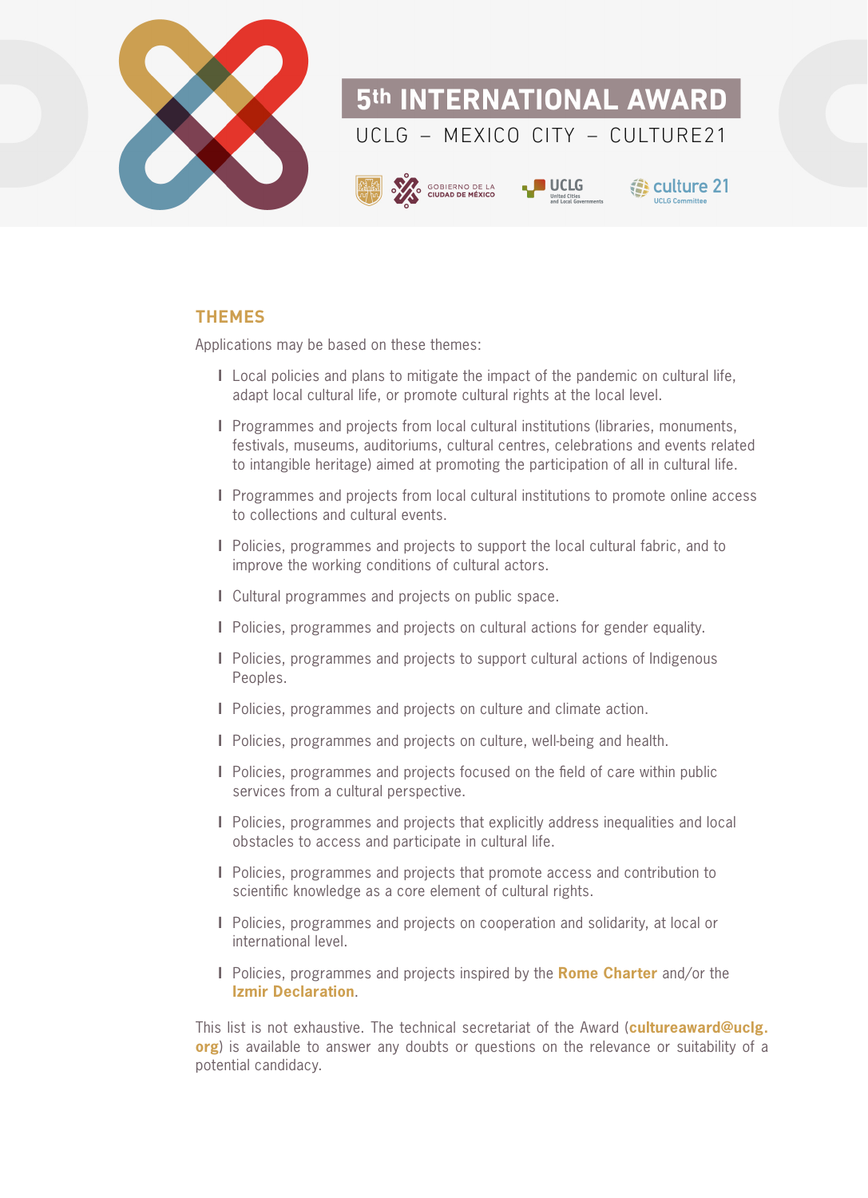## THEMES

Applications may be based on these themes:

- Local policies and plans to mitigate the impact of the pandemic on cultural life, adapt local cultural life, or promote cultural rights at the local level.
- Programmes and projects from local cultural institutions (libraries, monuments, festivals, museums, auditoriums, cultural centres, celebrations and events related to intangible heritage) aimed at promoting the participation of all in cultural life.
- Programmes and projects from local cultural institutions to promote online access to collections and cultural events.
- Policies, programmes and projects to support the local cultural fabric, and to improve the working conditions of cultural actors.
- Cultural programmes and projects on public space.
- Policies, programmes and projects on cultural actions for gender equality.
- Policies, programmes and projects to support cultural actions of Indigenous Peoples.
- Policies, programmes and projects on culture and climate action.
- Policies, programmes and projects on culture, well-being and health.
- Policies, programmes and projects focused on the field of care within public services from a cultural perspective.
- Policies, programmes and projects that explicitly address inequalities and local obstacles to access and participate in cultural life.
- Policies, programmes and projects that promote access and contribution to scientific knowledge as a core element of cultural rights.
- Policies, programmes and projects on cooperation and solidarity, at local or international level.
- Policies, programmes and projects inspired by the **Rome Charter** and/or the **Izmir Declaration**.

This list is not exhaustive. The technical secretariat of the Award (**cultureaward@uclg.org**) is available to answer any doubts or questions on the relevance or suitability of a potential candidacy.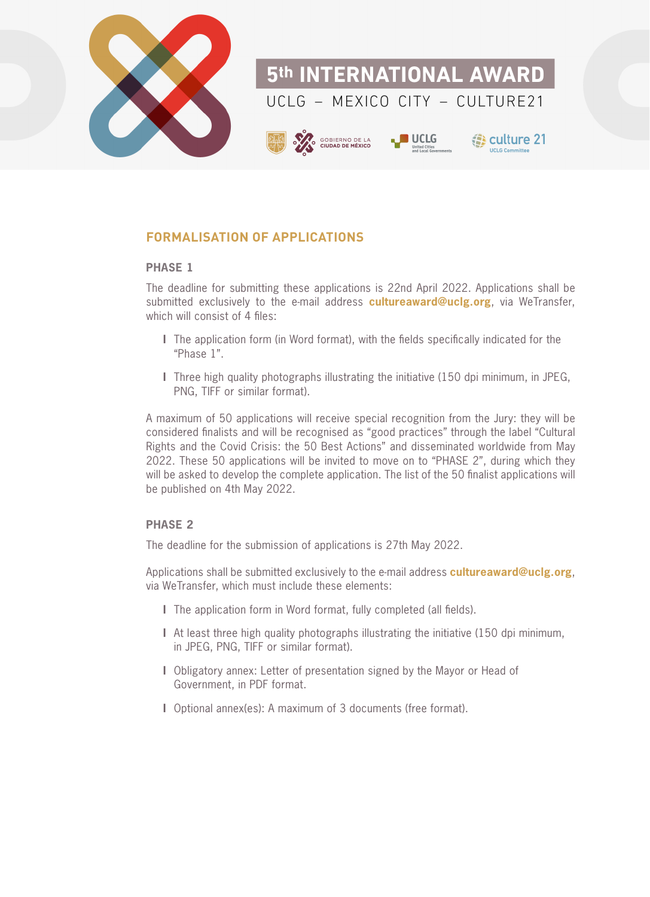## FORMALISATION OF APPLICATIONS

### PHASE 1

The deadline for submitting these applications is 22nd April 2022. Applications shall be submitted exclusively to the e-mail address **cultureaward@uclg.org**, via WeTransfer, which will consist of 4 files:

- The application form (in Word format), with the fields specifically indicated for the "Phase 1".
- Three high quality photographs illustrating the initiative (150 dpi minimum, in JPEG, PNG, TIFF or similar format).

A maximum of 50 applications will receive special recognition from the Jury: they will be considered finalists and will be recognised as "good practices" through the label "Cultural Rights and the Covid Crisis: the 50 Best Actions" and disseminated worldwide from May 2022. These 50 applications will be invited to move on to "PHASE 2", during which they will be asked to develop the complete application. The list of the 50 finalist applications will be published on 4th May 2022.

### PHASE 2

The deadline for the submission of applications is 27th May 2022.

Applications shall be submitted exclusively to the e-mail address **cultureaward@uclg.org**, via WeTransfer, which must include these elements:

- The application form in Word format, fully completed (all fields).
- At least three high quality photographs illustrating the initiative (150 dpi minimum, in JPEG, PNG, TIFF or similar format).
- Obligatory annex: Letter of presentation signed by the Mayor or Head of Government, in PDF format.
- Optional annex(es): A maximum of 3 documents (free format).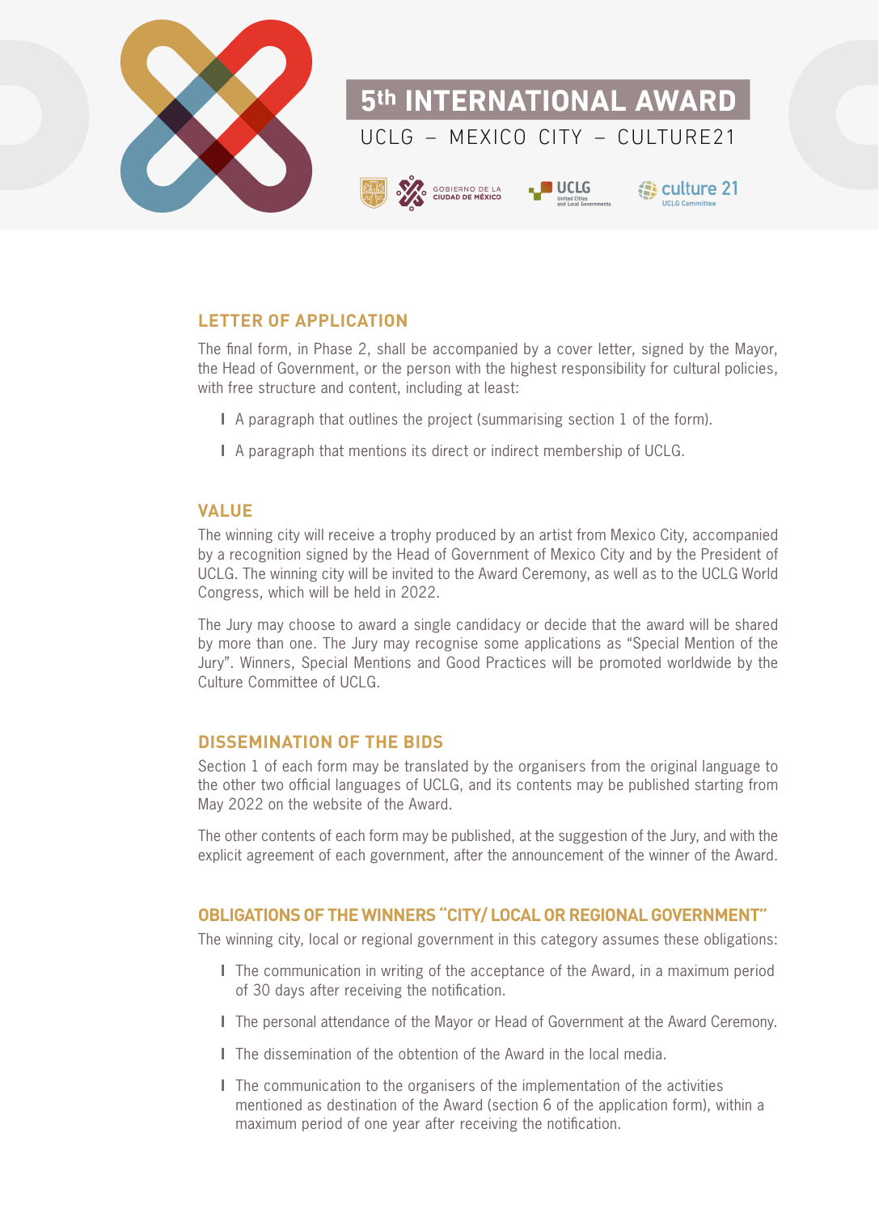## LETTER OF APPLICATION

The final form, in Phase 2, shall be accompanied by a cover letter, signed by the Mayor, the Head of Government, or the person with the highest responsibility for cultural policies, with free structure and content, including at least:

- A paragraph that outlines the project (summarising section 1 of the form).
- A paragraph that mentions its direct or indirect membership of UCLG.

## VALUE

The winning city will receive a trophy produced by an artist from Mexico City, accompanied by a recognition signed by the Head of Government of Mexico City and by the President of UCLG. The winning city will be invited to the Award Ceremony, as well as to the UCLG World Congress, which will be held in 2022.

The Jury may choose to award a single candidacy or decide that the award will be shared by more than one. The Jury may recognise some applications as "Special Mention of the Jury". Winners, Special Mentions and Good Practices will be promoted worldwide by the Culture Committee of UCLG.

## DISSEMINATION OF THE BIDS

Section 1 of each form may be translated by the organisers from the original language to the other two official languages of UCLG, and its contents may be published starting from May 2022 on the website of the Award.

The other contents of each form may be published, at the suggestion of the Jury, and with the explicit agreement of each government, after the announcement of the winner of the Award.

## OBLIGATIONS OF THE WINNERS "CITY/ LOCAL OR REGIONAL GOVERNMENT"

The winning city, local or regional government in this category assumes these obligations:

- The communication in writing of the acceptance of the Award, in a maximum period of 30 days after receiving the notification.
- The personal attendance of the Mayor or Head of Government at the Award Ceremony.
- The dissemination of the obtention of the Award in the local media.
- The communication to the organisers of the implementation of the activities mentioned as destination of the Award (section 6 of the application form), within a maximum period of one year after receiving the notification.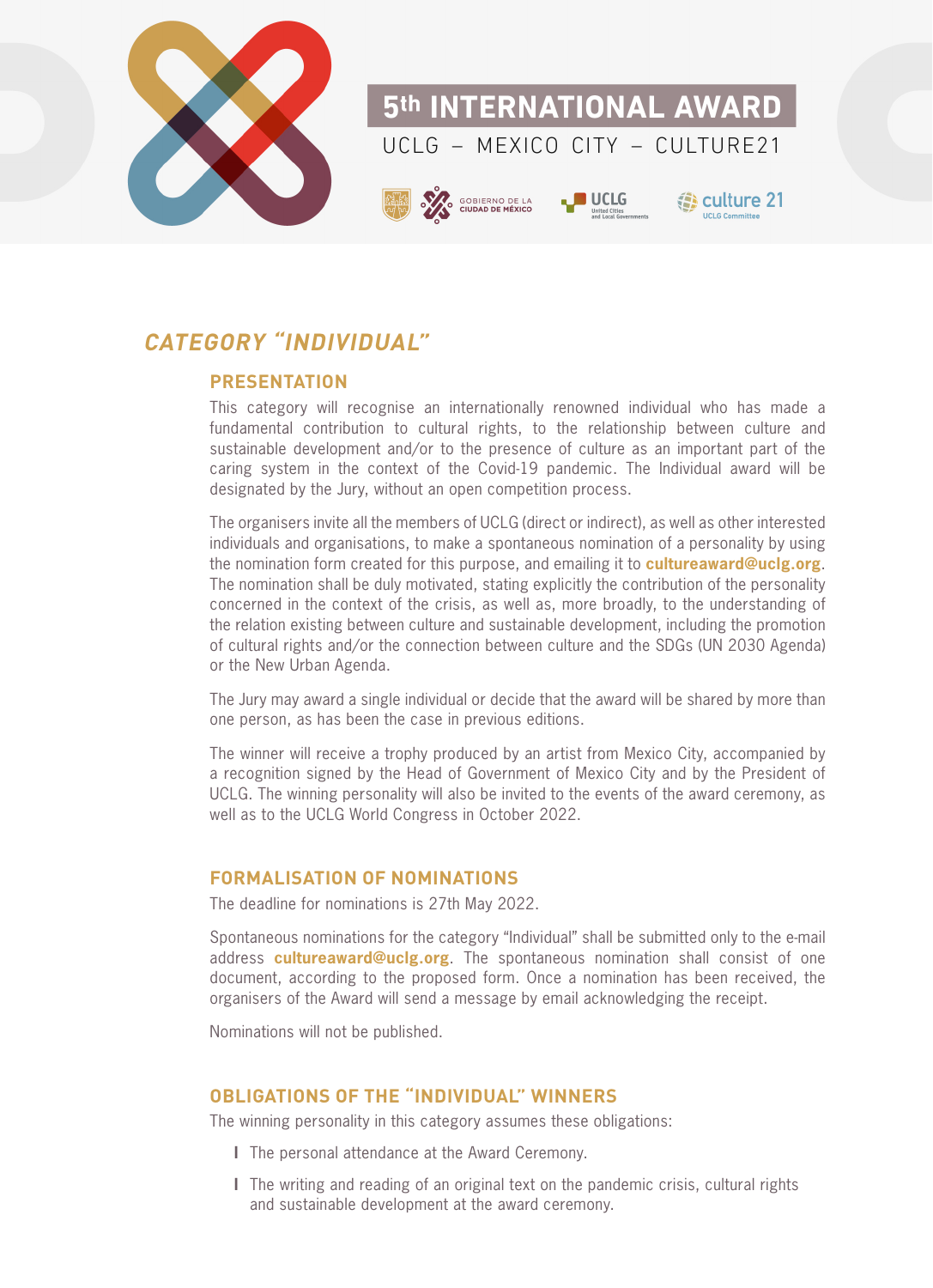# 5th INTERNATIONAL AWARD

UCLG – MEXICO CITY – CULTURE21

## *CATEGORY "INDIVIDUAL"*

### PRESENTATION

This category will recognise an internationally renowned individual who has made a fundamental contribution to cultural rights, to the relationship between culture and sustainable development and/or to the presence of culture as an important part of the caring system in the context of the Covid-19 pandemic. The Individual award will be designated by the Jury, without an open competition process.

The organisers invite all the members of UCLG (direct or indirect), as well as other interested individuals and organisations, to make a spontaneous nomination of a personality by using the nomination form created for this purpose, and emailing it to **cultureaward@uclg.org**. The nomination shall be duly motivated, stating explicitly the contribution of the personality concerned in the context of the crisis, as well as, more broadly, to the understanding of the relation existing between culture and sustainable development, including the promotion of cultural rights and/or the connection between culture and the SDGs (UN 2030 Agenda) or the New Urban Agenda.

The Jury may award a single individual or decide that the award will be shared by more than one person, as has been the case in previous editions.

The winner will receive a trophy produced by an artist from Mexico City, accompanied by a recognition signed by the Head of Government of Mexico City and by the President of UCLG. The winning personality will also be invited to the events of the award ceremony, as well as to the UCLG World Congress in October 2022.

### FORMALISATION OF NOMINATIONS

The deadline for nominations is 27th May 2022.

Spontaneous nominations for the category "Individual" shall be submitted only to the e-mail address **cultureaward@uclg.org**. The spontaneous nomination shall consist of one document, according to the proposed form. Once a nomination has been received, the organisers of the Award will send a message by email acknowledging the receipt.

Nominations will not be published.

### OBLIGATIONS OF THE "INDIVIDUAL" WINNERS

The winning personality in this category assumes these obligations:

- The personal attendance at the Award Ceremony.
- The writing and reading of an original text on the pandemic crisis, cultural rights and sustainable development at the award ceremony.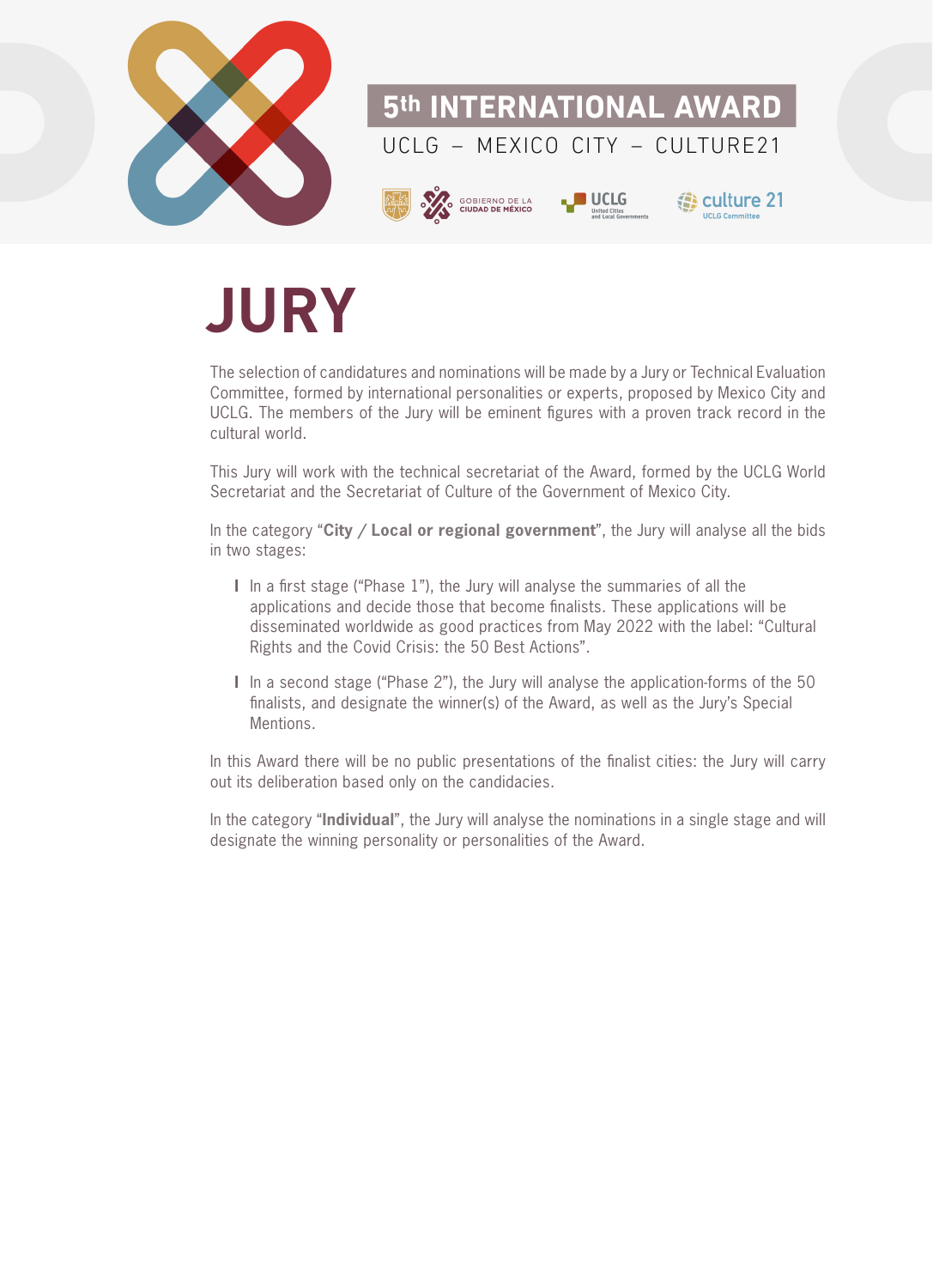# JURY

The selection of candidatures and nominations will be made by a Jury or Technical Evaluation Committee, formed by international personalities or experts, proposed by Mexico City and UCLG. The members of the Jury will be eminent figures with a proven track record in the cultural world.

This Jury will work with the technical secretariat of the Award, formed by the UCLG World Secretariat and the Secretariat of Culture of the Government of Mexico City.

In the category "**City / Local or regional government**", the Jury will analyse all the bids in two stages:

- In a first stage ("Phase 1"), the Jury will analyse the summaries of all the applications and decide those that become finalists. These applications will be disseminated worldwide as good practices from May 2022 with the label: "Cultural Rights and the Covid Crisis: the 50 Best Actions".
- In a second stage ("Phase 2"), the Jury will analyse the application-forms of the 50 finalists, and designate the winner(s) of the Award, as well as the Jury's Special Mentions.

In this Award there will be no public presentations of the finalist cities: the Jury will carry out its deliberation based only on the candidacies.

In the category "**Individual**", the Jury will analyse the nominations in a single stage and will designate the winning personality or personalities of the Award.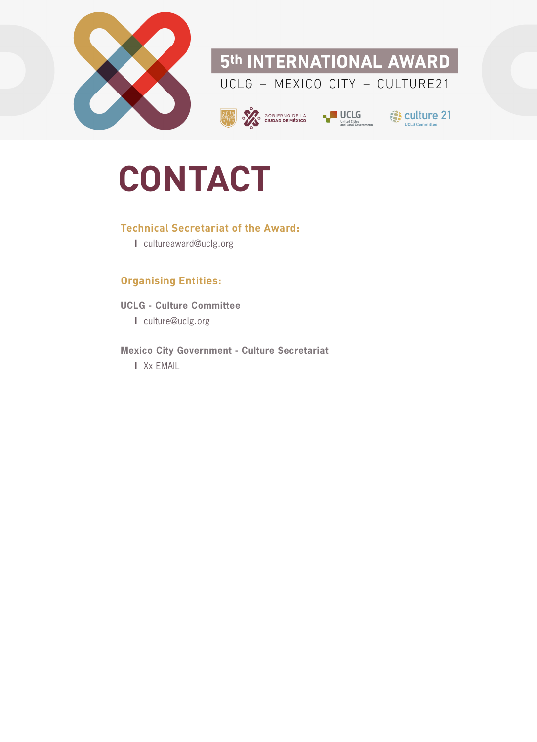# CONTACT

### Technical Secretariat of the Award:

- cultureaward@uclg.org

### Organising Entities:

**UCLG - Culture Committee**

- culture@uclg.org

**Mexico City Government - Culture Secretariat**

- Xx EMAIL